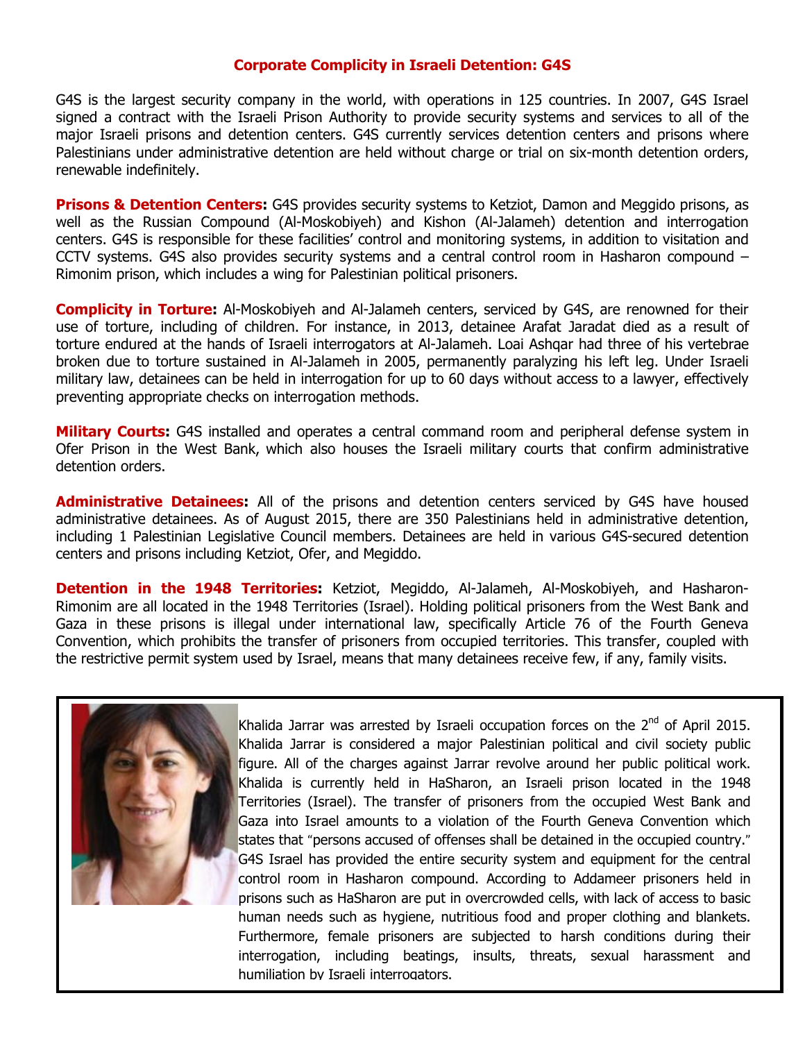## Corporate Complicity in Israeli Detention: G4S

G4S is the largest security company in the world, with operations in 125 countries. In 2007, G4S Israel signed a contract with the Israeli Prison Authority to provide security systems and services to all of the major Israeli prisons and detention centers. G4S currently services detention centers and prisons where Palestinians under administrative detention are held without charge or trial on six-month detention orders, renewable indefinitely.

**Prisons & Detention Centers:** G4S provides security systems to Ketziot, Damon and Meggido prisons, as well as the Russian Compound (Al-Moskobiyeh) and Kishon (Al-Jalameh) detention and interrogation centers. G4S is responsible for these facilities' control and monitoring systems, in addition to visitation and CCTV systems. G4S also provides security systems and a central control room in Hasharon compound – Rimonim prison, which includes a wing for Palestinian political prisoners.

**Complicity in Torture:** Al-Moskobiyeh and Al-Jalameh centers, serviced by G4S, are renowned for their use of torture, including of children. For instance, in 2013, detainee Arafat Jaradat died as a result of torture endured at the hands of Israeli interrogators at Al-Jalameh. Loai Ashqar had three of his vertebrae broken due to torture sustained in Al-Jalameh in 2005, permanently paralyzing his left leg. Under Israeli military law, detainees can be held in interrogation for up to 60 days without access to a lawyer, effectively preventing appropriate checks on interrogation methods.

**Military Courts:** G4S installed and operates a central command room and peripheral defense system in Ofer Prison in the West Bank, which also houses the Israeli military courts that confirm administrative detention orders.

**Administrative Detainees:** All of the prisons and detention centers serviced by G4S have housed administrative detainees. As of August 2015, there are 350 Palestinians held in administrative detention, including 1 Palestinian Legislative Council members. Detainees are held in various G4S-secured detention centers and prisons including Ketziot, Ofer, and Megiddo.

**Detention in the 1948 Territories:** Ketziot, Megiddo, Al-Jalameh, Al-Moskobiyeh, and Hasharon-Rimonim are all located in the 1948 Territories (Israel). Holding political prisoners from the West Bank and Gaza in these prisons is illegal under international law, specifically Article 76 of the Fourth Geneva Convention, which prohibits the transfer of prisoners from occupied territories. This transfer, coupled with the restrictive permit system used by Israel, means that many detainees receive few, if any, family visits.

Khalida Jarrar was arrested by Israeli occupation forces on the 2nd of April 2015. Khalida Jarrar is considered a major Palestinian political and civil society public figure. All of the charges against Jarrar revolve around her public political work. Khalida is currently held in HaSharon, an Israeli prison located in the 1948 Territories (Israel). The transfer of prisoners from the occupied West Bank and Gaza into Israel amounts to a violation of the Fourth Geneva Convention which states that "persons accused of offenses shall be detained in the occupied country." G4S Israel has provided the entire security system and equipment for the central control room in Hasharon compound. According to Addameer prisoners held in prisons such as HaSharon are put in overcrowded cells, with lack of access to basic human needs such as hygiene, nutritious food and proper clothing and blankets. Furthermore, female prisoners are subjected to harsh conditions during their interrogation, including beatings, insults, threats, sexual harassment and humiliation by Israeli interrogators.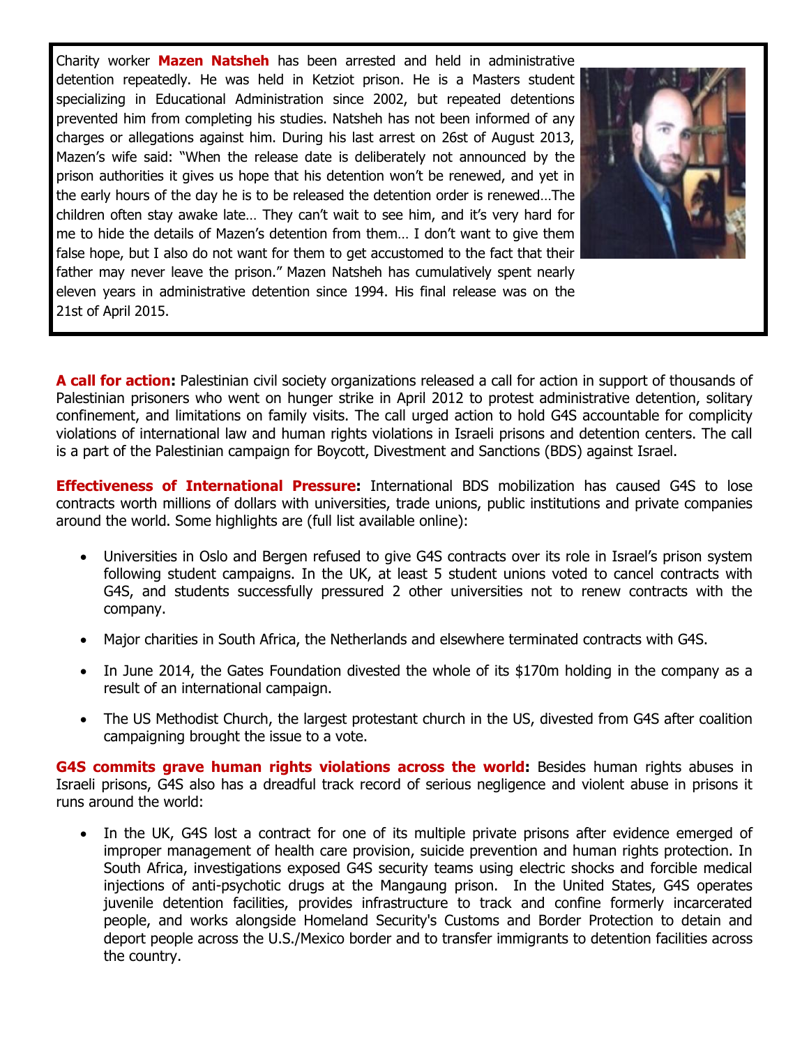Charity worker **Mazen Natsheh** has been arrested and held in administrative detention repeatedly. He was held in Ketziot prison. He is a Masters student specializing in Educational Administration since 2002, but repeated detentions prevented him from completing his studies. Natsheh has not been informed of any charges or allegations against him. During his last arrest on 26st of August 2013, Mazen's wife said: "When the release date is deliberately not announced by the prison authorities it gives us hope that his detention won't be renewed, and yet in the early hours of the day he is to be released the detention order is renewed…The children often stay awake late… They can't wait to see him, and it's very hard for me to hide the details of Mazen's detention from them… I don't want to give them false hope, but I also do not want for them to get accustomed to the fact that their father may never leave the prison." Mazen Natsheh has cumulatively spent nearly eleven years in administrative detention since 1994. His final release was on the 21st of April 2015.

**A call for action:** Palestinian civil society organizations released a call for action in support of thousands of Palestinian prisoners who went on hunger strike in April 2012 to protest administrative detention, solitary confinement, and limitations on family visits. The call urged action to hold G4S accountable for complicity violations of international law and human rights violations in Israeli prisons and detention centers. The call is a part of the Palestinian campaign for Boycott, Divestment and Sanctions (BDS) against Israel.

**Effectiveness of International Pressure:** International BDS mobilization has caused G4S to lose contracts worth millions of dollars with universities, trade unions, public institutions and private companies around the world. Some highlights are (full list available online):

- Universities in Oslo and Bergen refused to give G4S contracts over its role in Israel's prison system following student campaigns. In the UK, at least 5 student unions voted to cancel contracts with G4S, and students successfully pressured 2 other universities not to renew contracts with the company.
- Major charities in South Africa, the Netherlands and elsewhere terminated contracts with G4S.
- In June 2014, the Gates Foundation divested the whole of its $170m holding in the company as a result of an international campaign.
- The US Methodist Church, the largest protestant church in the US, divested from G4S after coalition campaigning brought the issue to a vote.

**G4S commits grave human rights violations across the world:** Besides human rights abuses in Israeli prisons, G4S also has a dreadful track record of serious negligence and violent abuse in prisons it runs around the world:

- In the UK, G4S lost a contract for one of its multiple private prisons after evidence emerged of improper management of health care provision, suicide prevention and human rights protection. In South Africa, investigations exposed G4S security teams using electric shocks and forcible medical injections of anti-psychotic drugs at the Mangaung prison. In the United States, G4S operates juvenile detention facilities, provides infrastructure to track and confine formerly incarcerated people, and works alongside Homeland Security's Customs and Border Protection to detain and deport people across the U.S./Mexico border and to transfer immigrants to detention facilities across the country.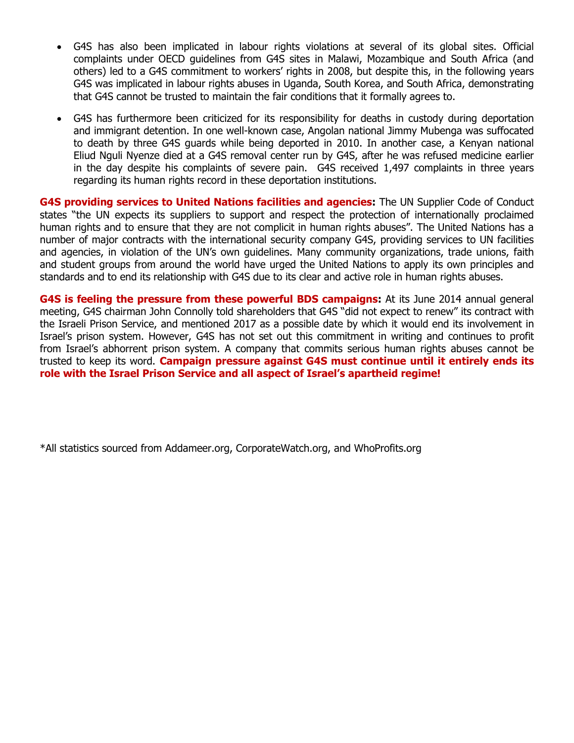- G4S has also been implicated in labour rights violations at several of its global sites. Official complaints under OECD guidelines from G4S sites in Malawi, Mozambique and South Africa (and others) led to a G4S commitment to workers' rights in 2008, but despite this, in the following years G4S was implicated in labour rights abuses in Uganda, South Korea, and South Africa, demonstrating that G4S cannot be trusted to maintain the fair conditions that it formally agrees to.

- G4S has furthermore been criticized for its responsibility for deaths in custody during deportation and immigrant detention. In one well-known case, Angolan national Jimmy Mubenga was suffocated to death by three G4S guards while being deported in 2010. In another case, a Kenyan national Eliud Nguli Nyenze died at a G4S removal center run by G4S, after he was refused medicine earlier in the day despite his complaints of severe pain. G4S received 1,497 complaints in three years regarding its human rights record in these deportation institutions.

**G4S providing services to United Nations facilities and agencies:** The UN Supplier Code of Conduct states "the UN expects its suppliers to support and respect the protection of internationally proclaimed human rights and to ensure that they are not complicit in human rights abuses". The United Nations has a number of major contracts with the international security company G4S, providing services to UN facilities and agencies, in violation of the UN's own guidelines. Many community organizations, trade unions, faith and student groups from around the world have urged the United Nations to apply its own principles and standards and to end its relationship with G4S due to its clear and active role in human rights abuses.

**G4S is feeling the pressure from these powerful BDS campaigns:** At its June 2014 annual general meeting, G4S chairman John Connolly told shareholders that G4S "did not expect to renew" its contract with the Israeli Prison Service, and mentioned 2017 as a possible date by which it would end its involvement in Israel's prison system. However, G4S has not set out this commitment in writing and continues to profit from Israel's abhorrent prison system. A company that commits serious human rights abuses cannot be trusted to keep its word. **Campaign pressure against G4S must continue until it entirely ends its role with the Israel Prison Service and all aspect of Israel's apartheid regime!**

*All statistics sourced from Addameer.org, CorporateWatch.org, and WhoProfits.org